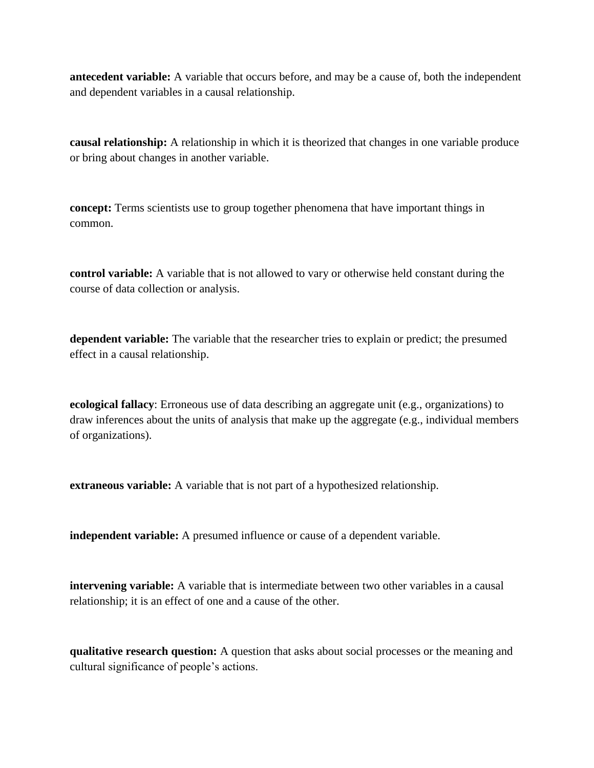**antecedent variable:** A variable that occurs before, and may be a cause of, both the independent and dependent variables in a causal relationship.

**causal relationship:** A relationship in which it is theorized that changes in one variable produce or bring about changes in another variable.

**concept:** Terms scientists use to group together phenomena that have important things in common.

**control variable:** A variable that is not allowed to vary or otherwise held constant during the course of data collection or analysis.

**dependent variable:** The variable that the researcher tries to explain or predict; the presumed effect in a causal relationship.

**ecological fallacy**: Erroneous use of data describing an aggregate unit (e.g., organizations) to draw inferences about the units of analysis that make up the aggregate (e.g., individual members of organizations).

**extraneous variable:** A variable that is not part of a hypothesized relationship.

**independent variable:** A presumed influence or cause of a dependent variable.

**intervening variable:** A variable that is intermediate between two other variables in a causal relationship; it is an effect of one and a cause of the other.

**qualitative research question:** A question that asks about social processes or the meaning and cultural significance of people's actions.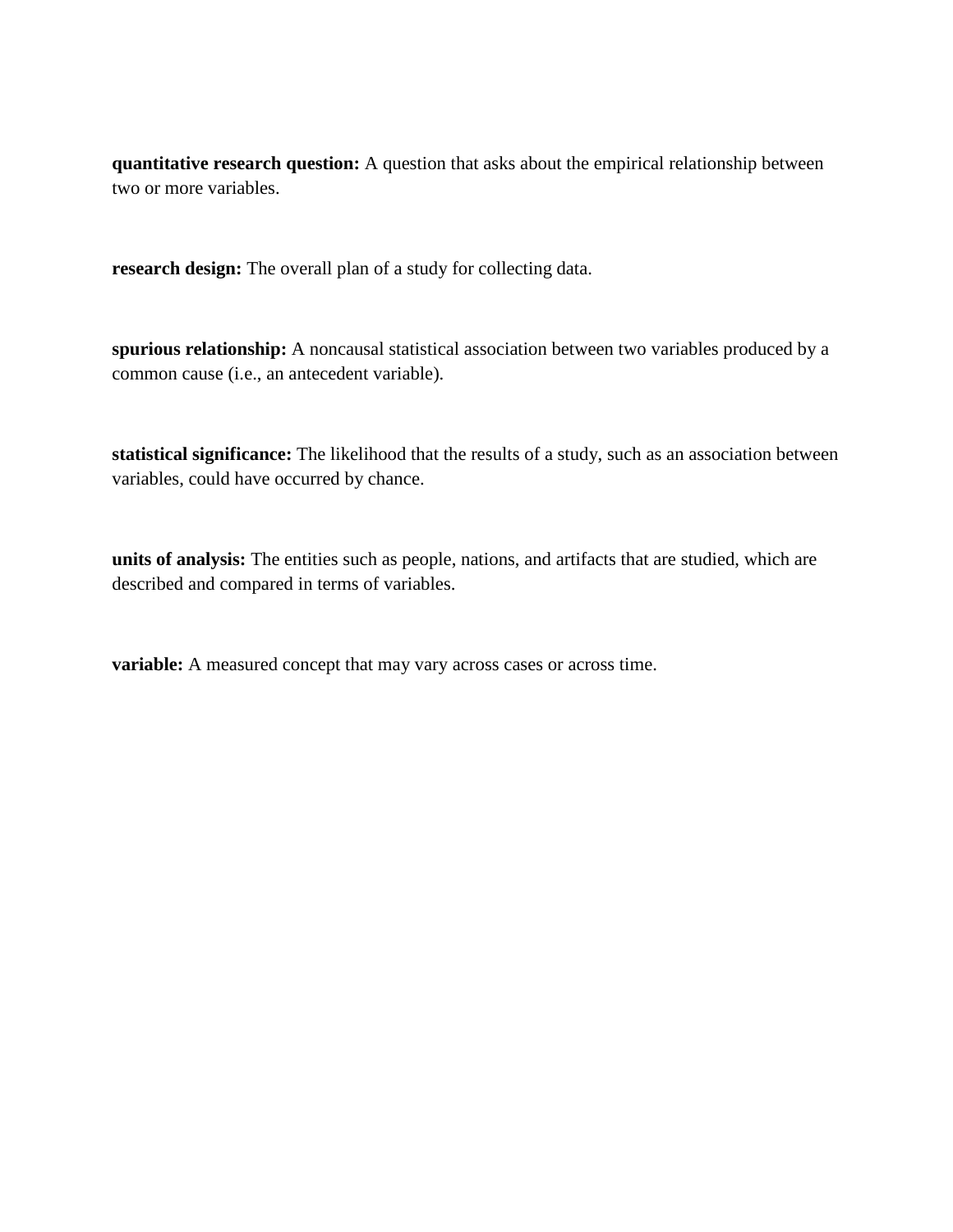**quantitative research question:** A question that asks about the empirical relationship between two or more variables.

**research design:** The overall plan of a study for collecting data.

**spurious relationship:** A noncausal statistical association between two variables produced by a common cause (i.e., an antecedent variable).

**statistical significance:** The likelihood that the results of a study, such as an association between variables, could have occurred by chance.

**units of analysis:** The entities such as people, nations, and artifacts that are studied, which are described and compared in terms of variables.

**variable:** A measured concept that may vary across cases or across time.